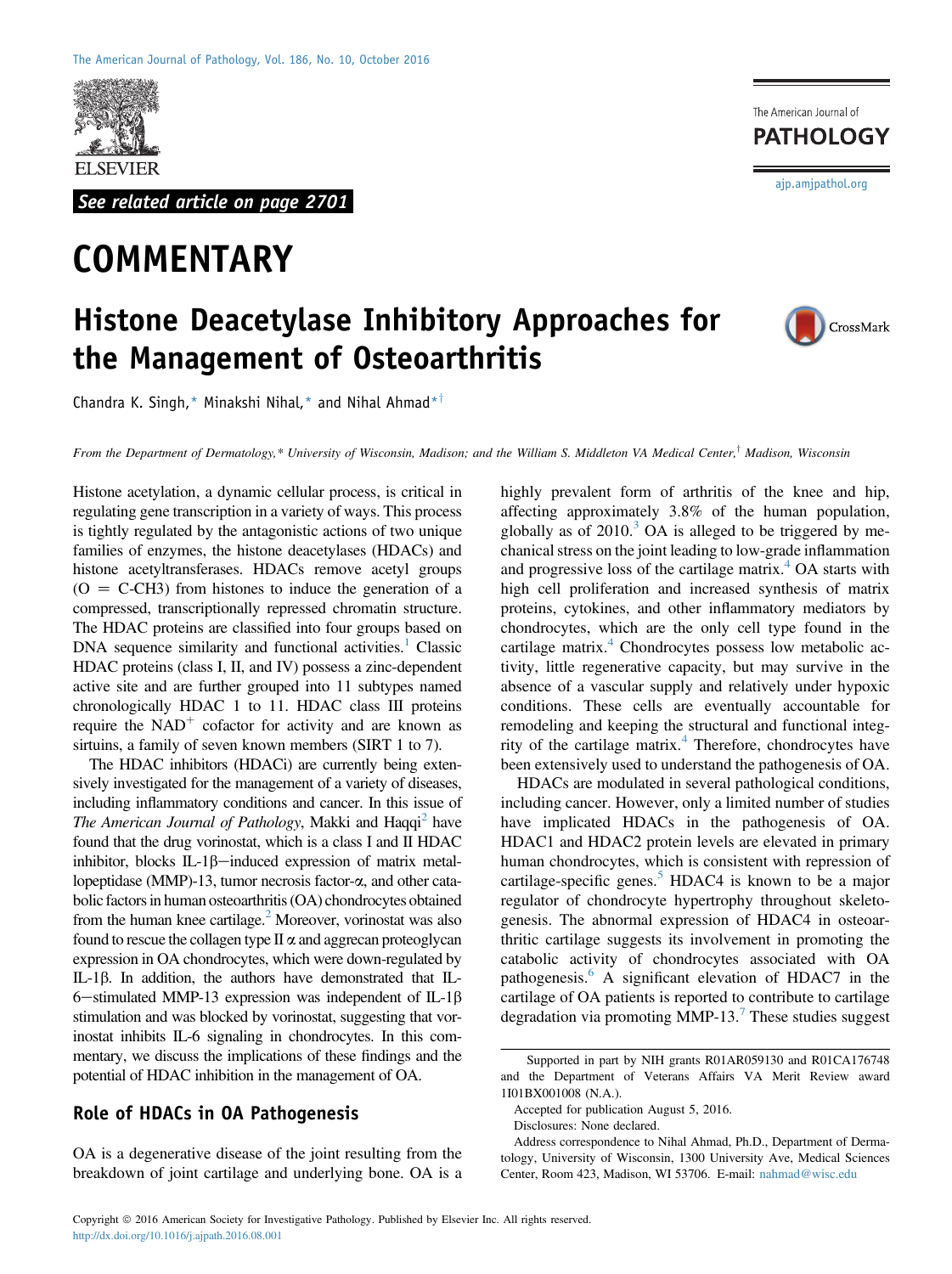See related article on page 2701

# COMMENTARY

## Histone Deacetylase Inhibitory Approaches for the Management of Osteoarthritis

Chandra K. Singh,[*] Minakshi Nihal,[*] and Nihal Ahmad[*†]

*From the Department of Dermatology,[*] University of Wisconsin, Madison; and the William S. Middleton VA Medical Center,[†] Madison, Wisconsin*

Histone acetylation, a dynamic cellular process, is critical in regulating gene transcription in a variety of ways. This process is tightly regulated by the antagonistic actions of two unique families of enzymes, the histone deacetylases (HDACs) and histone acetyltransferases. HDACs remove acetyl groups (O = C-CH3) from histones to induce the generation of a compressed, transcriptionally repressed chromatin structure. The HDAC proteins are classified into four groups based on DNA sequence similarity and functional activities.[1] Classic HDAC proteins (class I, II, and IV) possess a zinc-dependent active site and are further grouped into 11 subtypes named chronologically HDAC 1 to 11. HDAC class III proteins require the $NAD^+$ cofactor for activity and are known as sirtuins, a family of seven known members (SIRT 1 to 7).

The HDAC inhibitors (HDACi) are currently being extensively investigated for the management of a variety of diseases, including inflammatory conditions and cancer. In this issue of *The American Journal of Pathology*, Makki and Haqqi[2] have found that the drug vorinostat, which is a class I and II HDAC inhibitor, blocks IL-1β–induced expression of matrix metallopeptidase (MMP)-13, tumor necrosis factor-α, and other catabolic factors in human osteoarthritis (OA) chondrocytes obtained from the human knee cartilage.[2] Moreover, vorinostat was also found to rescue the collagen type II α and aggrecan proteoglycan expression in OA chondrocytes, which were down-regulated by IL-1β. In addition, the authors have demonstrated that IL-6–stimulated MMP-13 expression was independent of IL-1β stimulation and was blocked by vorinostat, suggesting that vorinostat inhibits IL-6 signaling in chondrocytes. In this commentary, we discuss the implications of these findings and the potential of HDAC inhibition in the management of OA.

### Role of HDACs in OA Pathogenesis

OA is a degenerative disease of the joint resulting from the breakdown of joint cartilage and underlying bone. OA is a highly prevalent form of arthritis of the knee and hip, affecting approximately 3.8% of the human population, globally as of 2010.[3] OA is alleged to be triggered by mechanical stress on the joint leading to low-grade inflammation and progressive loss of the cartilage matrix.[4] OA starts with high cell proliferation and increased synthesis of matrix proteins, cytokines, and other inflammatory mediators by chondrocytes, which are the only cell type found in the cartilage matrix.[4] Chondrocytes possess low metabolic activity, little regenerative capacity, but may survive in the absence of a vascular supply and relatively under hypoxic conditions. These cells are eventually accountable for remodeling and keeping the structural and functional integrity of the cartilage matrix.[4] Therefore, chondrocytes have been extensively used to understand the pathogenesis of OA.

HDACs are modulated in several pathological conditions, including cancer. However, only a limited number of studies have implicated HDACs in the pathogenesis of OA. HDAC1 and HDAC2 protein levels are elevated in primary human chondrocytes, which is consistent with repression of cartilage-specific genes.[5] HDAC4 is known to be a major regulator of chondrocyte hypertrophy throughout skeletogenesis. The abnormal expression of HDAC4 in osteoarthritic cartilage suggests its involvement in promoting the catabolic activity of chondrocytes associated with OA pathogenesis.[6] A significant elevation of HDAC7 in the cartilage of OA patients is reported to contribute to cartilage degradation via promoting MMP-13.[7] These studies suggest

Supported in part by NIH grants R01AR059130 and R01CA176748 and the Department of Veterans Affairs VA Merit Review award 1I01BX001008 (N.A.).

Accepted for publication August 5, 2016.

Disclosures: None declared.

Address correspondence to Nihal Ahmad, Ph.D., Department of Dermatology, University of Wisconsin, 1300 University Ave, Medical Sciences Center, Room 423, Madison, WI 53706. E-mail: nahmad@wisc.edu

Copyright © 2016 American Society for Investigative Pathology. Published by Elsevier Inc. All rights reserved.
http://dx.doi.org/10.1016/j.ajpath.2016.08.001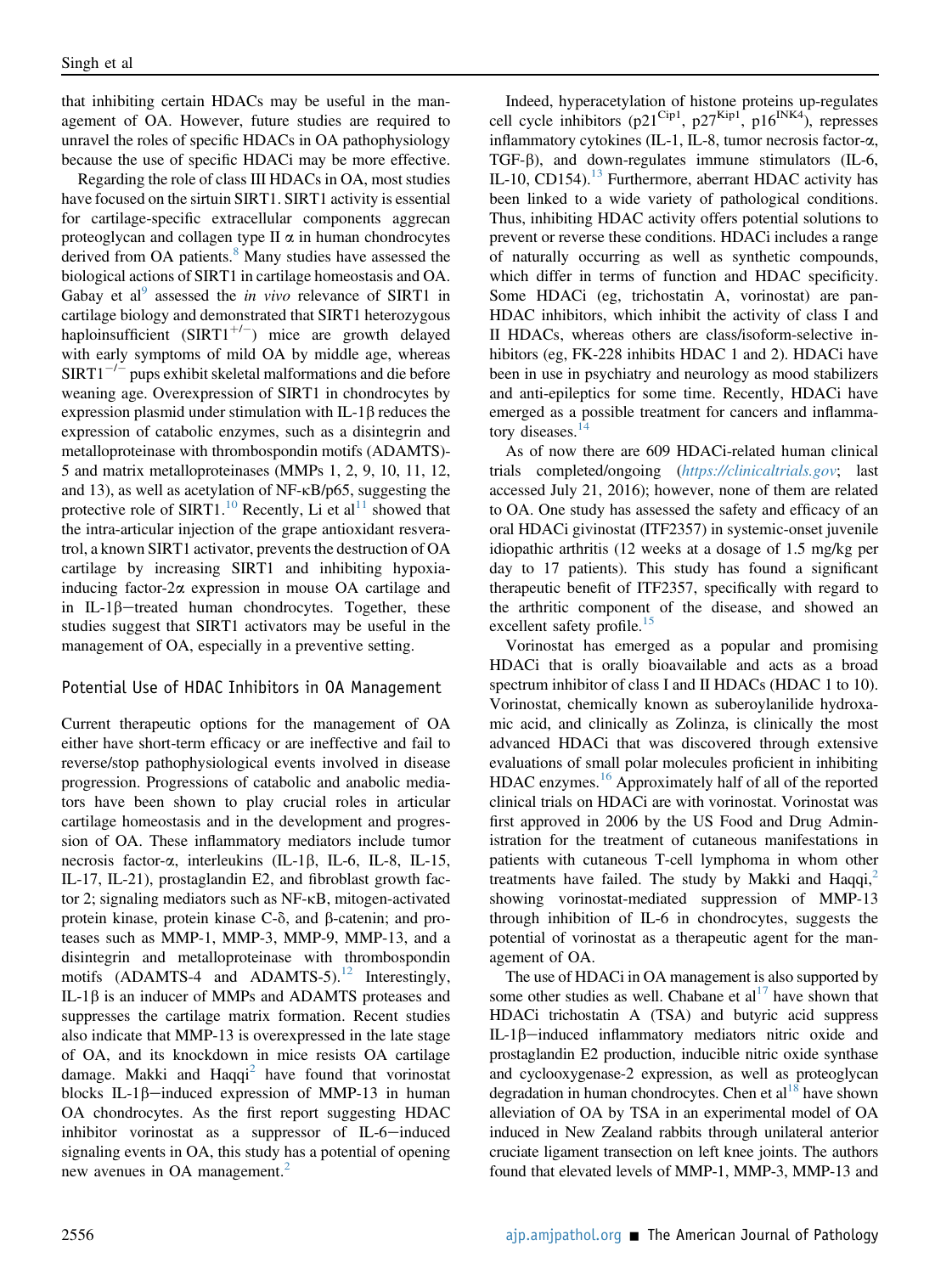that inhibiting certain HDACs may be useful in the management of OA. However, future studies are required to unravel the roles of specific HDACs in OA pathophysiology because the use of specific HDACi may be more effective.

Regarding the role of class III HDACs in OA, most studies have focused on the sirtuin SIRT1. SIRT1 activity is essential for cartilage-specific extracellular components aggrecan proteoglycan and collagen type II α in human chondrocytes derived from OA patients.[8] Many studies have assessed the biological actions of SIRT1 in cartilage homeostasis and OA. Gabay et al[9] assessed the *in vivo* relevance of SIRT1 in cartilage biology and demonstrated that SIRT1 heterozygous haploinsufficient ($SIRT1^{+/-}$) mice are growth delayed with early symptoms of mild OA by middle age, whereas $SIRT1^{-/-}$ pups exhibit skeletal malformations and die before weaning age. Overexpression of SIRT1 in chondrocytes by expression plasmid under stimulation with IL-1β reduces the expression of catabolic enzymes, such as a disintegrin and metalloproteinase with thrombospondin motifs (ADAMTS)-5 and matrix metalloproteinases (MMPs 1, 2, 9, 10, 11, 12, and 13), as well as acetylation of NF-κB/p65, suggesting the protective role of SIRT1.[10] Recently, Li et al[11] showed that the intra-articular injection of the grape antioxidant resveratrol, a known SIRT1 activator, prevents the destruction of OA cartilage by increasing SIRT1 and inhibiting hypoxia-inducing factor-2α expression in mouse OA cartilage and in IL-1β−treated human chondrocytes. Together, these studies suggest that SIRT1 activators may be useful in the management of OA, especially in a preventive setting.

## Potential Use of HDAC Inhibitors in OA Management

Current therapeutic options for the management of OA either have short-term efficacy or are ineffective and fail to reverse/stop pathophysiological events involved in disease progression. Progressions of catabolic and anabolic mediators have been shown to play crucial roles in articular cartilage homeostasis and in the development and progression of OA. These inflammatory mediators include tumor necrosis factor-α, interleukins (IL-1β, IL-6, IL-8, IL-15, IL-17, IL-21), prostaglandin E2, and fibroblast growth factor 2; signaling mediators such as NF-κB, mitogen-activated protein kinase, protein kinase C-δ, and β-catenin; and proteases such as MMP-1, MMP-3, MMP-9, MMP-13, and a disintegrin and metalloproteinase with thrombospondin motifs (ADAMTS-4 and ADAMTS-5).[12] Interestingly, IL-1β is an inducer of MMPs and ADAMTS proteases and suppresses the cartilage matrix formation. Recent studies also indicate that MMP-13 is overexpressed in the late stage of OA, and its knockdown in mice resists OA cartilage damage. Makki and Haqqi[2] have found that vorinostat blocks IL-1β−induced expression of MMP-13 in human OA chondrocytes. As the first report suggesting HDAC inhibitor vorinostat as a suppressor of IL-6−induced signaling events in OA, this study has a potential of opening new avenues in OA management.[2]

Indeed, hyperacetylation of histone proteins up-regulates cell cycle inhibitors ($p21^{Cip1}$, $p27^{Kip1}$, $p16^{INK4}$), represses inflammatory cytokines (IL-1, IL-8, tumor necrosis factor-α, TGF-β), and down-regulates immune stimulators (IL-6, IL-10, CD154).[13] Furthermore, aberrant HDAC activity has been linked to a wide variety of pathological conditions. Thus, inhibiting HDAC activity offers potential solutions to prevent or reverse these conditions. HDACi includes a range of naturally occurring as well as synthetic compounds, which differ in terms of function and HDAC specificity. Some HDACi (eg, trichostatin A, vorinostat) are pan-HDAC inhibitors, which inhibit the activity of class I and II HDACs, whereas others are class/isoform-selective inhibitors (eg, FK-228 inhibits HDAC 1 and 2). HDACi have been in use in psychiatry and neurology as mood stabilizers and anti-epileptics for some time. Recently, HDACi have emerged as a possible treatment for cancers and inflammatory diseases.[14]

As of now there are 609 HDACi-related human clinical trials completed/ongoing (*https://clinicaltrials.gov*; last accessed July 21, 2016); however, none of them are related to OA. One study has assessed the safety and efficacy of an oral HDACi givinostat (ITF2357) in systemic-onset juvenile idiopathic arthritis (12 weeks at a dosage of 1.5 mg/kg per day to 17 patients). This study has found a significant therapeutic benefit of ITF2357, specifically with regard to the arthritic component of the disease, and showed an excellent safety profile.[15]

Vorinostat has emerged as a popular and promising HDACi that is orally bioavailable and acts as a broad spectrum inhibitor of class I and II HDACs (HDAC 1 to 10). Vorinostat, chemically known as suberoylanilide hydroxamic acid, and clinically as Zolinza, is clinically the most advanced HDACi that was discovered through extensive evaluations of small polar molecules proficient in inhibiting HDAC enzymes.[16] Approximately half of all of the reported clinical trials on HDACi are with vorinostat. Vorinostat was first approved in 2006 by the US Food and Drug Administration for the treatment of cutaneous manifestations in patients with cutaneous T-cell lymphoma in whom other treatments have failed. The study by Makki and Haqqi,[2] showing vorinostat-mediated suppression of MMP-13 through inhibition of IL-6 in chondrocytes, suggests the potential of vorinostat as a therapeutic agent for the management of OA.

The use of HDACi in OA management is also supported by some other studies as well. Chabane et al[17] have shown that HDACi trichostatin A (TSA) and butyric acid suppress IL-1β−induced inflammatory mediators nitric oxide and prostaglandin E2 production, inducible nitric oxide synthase and cyclooxygenase-2 expression, as well as proteoglycan degradation in human chondrocytes. Chen et al[18] have shown alleviation of OA by TSA in an experimental model of OA induced in New Zealand rabbits through unilateral anterior cruciate ligament transection on left knee joints. The authors found that elevated levels of MMP-1, MMP-3, MMP-13 and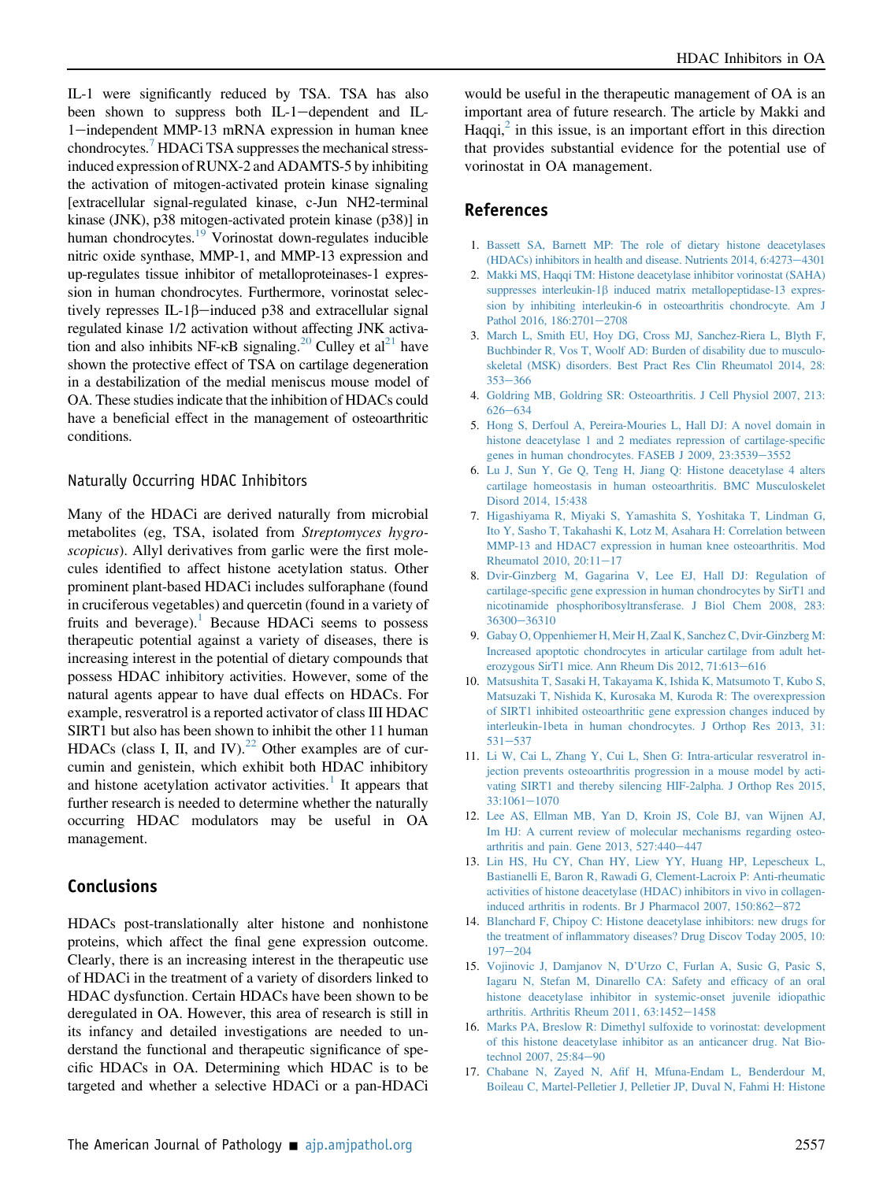IL-1 were significantly reduced by TSA. TSA has also been shown to suppress both IL-1–dependent and IL-1–independent MMP-13 mRNA expression in human knee chondrocytes.[7] HDACi TSA suppresses the mechanical stress-induced expression of RUNX-2 and ADAMTS-5 by inhibiting the activation of mitogen-activated protein kinase signaling [extracellular signal-regulated kinase, c-Jun NH2-terminal kinase (JNK), p38 mitogen-activated protein kinase (p38)] in human chondrocytes.[19] Vorinostat down-regulates inducible nitric oxide synthase, MMP-1, and MMP-13 expression and up-regulates tissue inhibitor of metalloproteinases-1 expression in human chondrocytes. Furthermore, vorinostat selectively represses IL-1β–induced p38 and extracellular signal regulated kinase 1/2 activation without affecting JNK activation and also inhibits NF-κB signaling.[20] Culley et al[21] have shown the protective effect of TSA on cartilage degeneration in a destabilization of the medial meniscus mouse model of OA. These studies indicate that the inhibition of HDACs could have a beneficial effect in the management of osteoarthritic conditions.

### Naturally Occurring HDAC Inhibitors

Many of the HDACi are derived naturally from microbial metabolites (eg, TSA, isolated from *Streptomyces hygroscopicus*). Allyl derivatives from garlic were the first molecules identified to affect histone acetylation status. Other prominent plant-based HDACi includes sulforaphane (found in cruciferous vegetables) and quercetin (found in a variety of fruits and beverage).[1] Because HDACi seems to possess therapeutic potential against a variety of diseases, there is increasing interest in the potential of dietary compounds that possess HDAC inhibitory activities. However, some of the natural agents appear to have dual effects on HDACs. For example, resveratrol is a reported activator of class III HDAC SIRT1 but also has been shown to inhibit the other 11 human HDACs (class I, II, and IV).[22] Other examples are of curcumin and genistein, which exhibit both HDAC inhibitory and histone acetylation activator activities.[1] It appears that further research is needed to determine whether the naturally occurring HDAC modulators may be useful in OA management.

## Conclusions

HDACs post-translationally alter histone and nonhistone proteins, which affect the final gene expression outcome. Clearly, there is an increasing interest in the therapeutic use of HDACi in the treatment of a variety of disorders linked to HDAC dysfunction. Certain HDACs have been shown to be deregulated in OA. However, this area of research is still in its infancy and detailed investigations are needed to understand the functional and therapeutic significance of specific HDACs in OA. Determining which HDAC is to be targeted and whether a selective HDACi or a pan-HDACi would be useful in the therapeutic management of OA is an important area of future research. The article by Makki and Haqqi,[2] in this issue, is an important effort in this direction that provides substantial evidence for the potential use of vorinostat in OA management.

## References

1. Bassett SA, Barnett MP: The role of dietary histone deacetylases (HDACs) inhibitors in health and disease. Nutrients 2014, 6:4273–4301
2. Makki MS, Haqqi TM: Histone deacetylase inhibitor vorinostat (SAHA) suppresses interleukin-1β induced matrix metallopeptidase-13 expression by inhibiting interleukin-6 in osteoarthritis chondrocyte. Am J Pathol 2016, 186:2701–2708
3. March L, Smith EU, Hoy DG, Cross MJ, Sanchez-Riera L, Blyth F, Buchbinder R, Vos T, Woolf AD: Burden of disability due to musculoskeletal (MSK) disorders. Best Pract Res Clin Rheumatol 2014, 28:353–366
4. Goldring MB, Goldring SR: Osteoarthritis. J Cell Physiol 2007, 213:626–634
5. Hong S, Derfoul A, Pereira-Mouries L, Hall DJ: A novel domain in histone deacetylase 1 and 2 mediates repression of cartilage-specific genes in human chondrocytes. FASEB J 2009, 23:3539–3552
6. Lu J, Sun Y, Ge Q, Teng H, Jiang Q: Histone deacetylase 4 alters cartilage homeostasis in human osteoarthritis. BMC Musculoskelet Disord 2014, 15:438
7. Higashiyama R, Miyaki S, Yamashita S, Yoshitaka T, Lindman G, Ito Y, Sasho T, Takahashi K, Lotz M, Asahara H: Correlation between MMP-13 and HDAC7 expression in human knee osteoarthritis. Mod Rheumatol 2010, 20:11–17
8. Dvir-Ginzberg M, Gagarina V, Lee EJ, Hall DJ: Regulation of cartilage-specific gene expression in human chondrocytes by SirT1 and nicotinamide phosphoribosyltransferase. J Biol Chem 2008, 283:36300–36310
9. Gabay O, Oppenhiemer H, Meir H, Zaal K, Sanchez C, Dvir-Ginzberg M: Increased apoptotic chondrocytes in articular cartilage from adult heterozygous SirT1 mice. Ann Rheum Dis 2012, 71:613–616
10. Matsushita T, Sasaki H, Takayama K, Ishida K, Matsumoto T, Kubo S, Matsuzaki T, Nishida K, Kurosaka M, Kuroda R: The overexpression of SIRT1 inhibited osteoarthritic gene expression changes induced by interleukin-1beta in human chondrocytes. J Orthop Res 2013, 31:531–537
11. Li W, Cai L, Zhang Y, Cui L, Shen G: Intra-articular resveratrol injection prevents osteoarthritis progression in a mouse model by activating SIRT1 and thereby silencing HIF-2alpha. J Orthop Res 2015, 33:1061–1070
12. Lee AS, Ellman MB, Yan D, Kroin JS, Cole BJ, van Wijnen AJ, Im HJ: A current review of molecular mechanisms regarding osteoarthritis and pain. Gene 2013, 527:440–447
13. Lin HS, Hu CY, Chan HY, Liew YY, Huang HP, Lepescheux L, Bastianelli E, Baron R, Rawadi G, Clement-Lacroix P: Anti-rheumatic activities of histone deacetylase (HDAC) inhibitors in vivo in collagen-induced arthritis in rodents. Br J Pharmacol 2007, 150:862–872
14. Blanchard F, Chipoy C: Histone deacetylase inhibitors: new drugs for the treatment of inflammatory diseases? Drug Discov Today 2005, 10:197–204
15. Vojinovic J, Damjanov N, D'Urzo C, Furlan A, Susic G, Pasic S, Iagaru N, Stefan M, Dinarello CA: Safety and efficacy of an oral histone deacetylase inhibitor in systemic-onset juvenile idiopathic arthritis. Arthritis Rheum 2011, 63:1452–1458
16. Marks PA, Breslow R: Dimethyl sulfoxide to vorinostat: development of this histone deacetylase inhibitor as an anticancer drug. Nat Biotechnol 2007, 25:84–90
17. Chabane N, Zayed N, Afif H, Mfuna-Endam L, Benderdour M, Boileau C, Martel-Pelletier J, Pelletier JP, Duval N, Fahmi H: Histone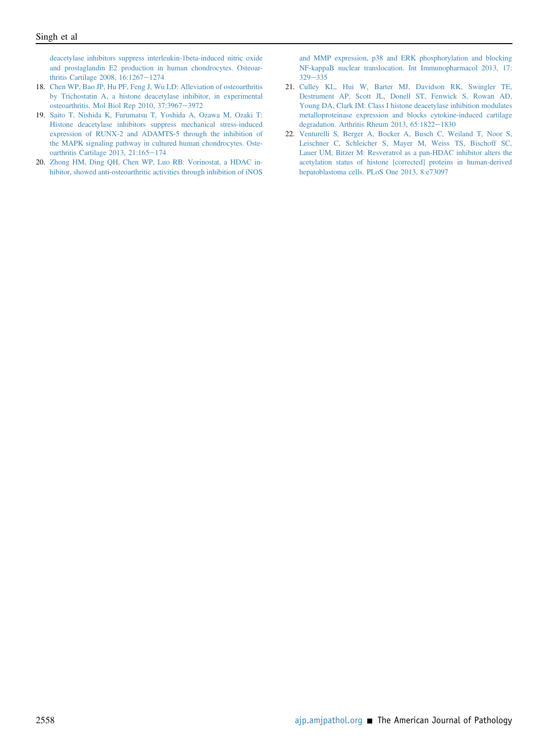deacetylase inhibitors suppress interleukin-1beta-induced nitric oxide and prostaglandin E2 production in human chondrocytes. Osteoarthritis Cartilage 2008, 16:1267–1274

18. Chen WP, Bao JP, Hu PF, Feng J, Wu LD: Alleviation of osteoarthritis by Trichostatin A, a histone deacetylase inhibitor, in experimental osteoarthritis. Mol Biol Rep 2010, 37:3967–3972
19. Saito T, Nishida K, Furumatsu T, Yoshida A, Ozawa M, Ozaki T: Histone deacetylase inhibitors suppress mechanical stress-induced expression of RUNX-2 and ADAMTS-5 through the inhibition of the MAPK signaling pathway in cultured human chondrocytes. Osteoarthritis Cartilage 2013, 21:165–174
20. Zhong HM, Ding QH, Chen WP, Luo RB: Vorinostat, a HDAC inhibitor, showed anti-osteoarthritic activities through inhibition of iNOS and MMP expression, p38 and ERK phosphorylation and blocking NF-kappaB nuclear translocation. Int Immunopharmacol 2013, 17:329–335
21. Culley KL, Hui W, Barter MJ, Davidson RK, Swingler TE, Destrument AP, Scott JL, Donell ST, Fenwick S, Rowan AD, Young DA, Clark IM: Class I histone deacetylase inhibition modulates metalloproteinase expression and blocks cytokine-induced cartilage degradation. Arthritis Rheum 2013, 65:1822–1830
22. Venturelli S, Berger A, Bocker A, Busch C, Weiland T, Noor S, Leischner C, Schleicher S, Mayer M, Weiss TS, Bischoff SC, Lauer UM, Bitzer M: Resveratrol as a pan-HDAC inhibitor alters the acetylation status of histone [corrected] proteins in human-derived hepatoblastoma cells. PLoS One 2013, 8:e73097